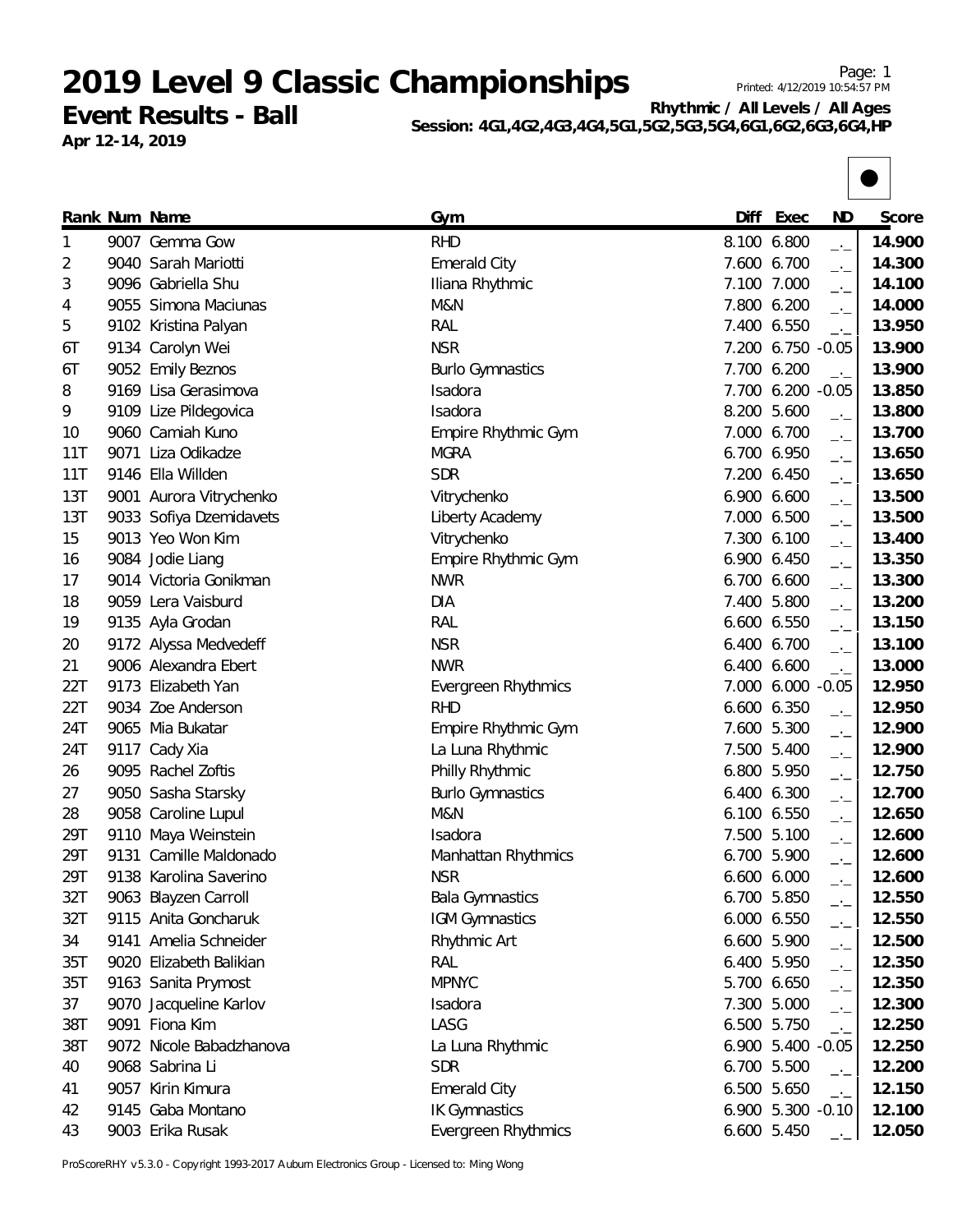# 2019 Level 9 Classic Championships

**Event Results - Ball**

Apr 12-14, 2019

Printed: 4/12/2019 10:54:57 PM

**Rhythmic / All Levels / All Ages**

**Session: 4G1,4G2,4G3,4G4,5G1,5G2,5G3,5G4,6G1,6G2,6G3,6G4,HP**

| Rank | Num | Name | Gym | Diff | Exec | ND | Score |
|---|---|---|---|---|---|---|---|
| 1 | 9007 | Gemma Gow | RHD | 8.100 | 6.800 | _._ | 14.900 |
| 2 | 9040 | Sarah Mariotti | Emerald City | 7.600 | 6.700 | _._ | 14.300 |
| 3 | 9096 | Gabriella Shu | Iliana Rhythmic | 7.100 | 7.000 | _._ | 14.100 |
| 4 | 9055 | Simona Maciunas | M&N | 7.800 | 6.200 | _._ | 14.000 |
| 5 | 9102 | Kristina Palyan | RAL | 7.400 | 6.550 | _._ | 13.950 |
| 6T | 9134 | Carolyn Wei | NSR | 7.200 | 6.750 | -0.05 | 13.900 |
| 6T | 9052 | Emily Beznos | Burlo Gymnastics | 7.700 | 6.200 | _._ | 13.900 |
| 8 | 9169 | Lisa Gerasimova | Isadora | 7.700 | 6.200 | -0.05 | 13.850 |
| 9 | 9109 | Lize Pildegovica | Isadora | 8.200 | 5.600 | _._ | 13.800 |
| 10 | 9060 | Camiah Kuno | Empire Rhythmic Gym | 7.000 | 6.700 | _._ | 13.700 |
| 11T | 9071 | Liza Odikadze | MGRA | 6.700 | 6.950 | _._ | 13.650 |
| 11T | 9146 | Ella Willden | SDR | 7.200 | 6.450 | _._ | 13.650 |
| 13T | 9001 | Aurora Vitrychenko | Vitrychenko | 6.900 | 6.600 | _._ | 13.500 |
| 13T | 9033 | Sofiya Dzemidavets | Liberty Academy | 7.000 | 6.500 | _._ | 13.500 |
| 15 | 9013 | Yeo Won Kim | Vitrychenko | 7.300 | 6.100 | _._ | 13.400 |
| 16 | 9084 | Jodie Liang | Empire Rhythmic Gym | 6.900 | 6.450 | _._ | 13.350 |
| 17 | 9014 | Victoria Gonikman | NWR | 6.700 | 6.600 | _._ | 13.300 |
| 18 | 9059 | Lera Vaisburd | DIA | 7.400 | 5.800 | _._ | 13.200 |
| 19 | 9135 | Ayla Grodan | RAL | 6.600 | 6.550 | _._ | 13.150 |
| 20 | 9172 | Alyssa Medvedeff | NSR | 6.400 | 6.700 | _._ | 13.100 |
| 21 | 9006 | Alexandra Ebert | NWR | 6.400 | 6.600 | _._ | 13.000 |
| 22T | 9173 | Elizabeth Yan | Evergreen Rhythmics | 7.000 | 6.000 | -0.05 | 12.950 |
| 22T | 9034 | Zoe Anderson | RHD | 6.600 | 6.350 | _._ | 12.950 |
| 24T | 9065 | Mia Bukatar | Empire Rhythmic Gym | 7.600 | 5.300 | _._ | 12.900 |
| 24T | 9117 | Cady Xia | La Luna Rhythmic | 7.500 | 5.400 | _._ | 12.900 |
| 26 | 9095 | Rachel Zoftis | Philly Rhythmic | 6.800 | 5.950 | _._ | 12.750 |
| 27 | 9050 | Sasha Starsky | Burlo Gymnastics | 6.400 | 6.300 | _._ | 12.700 |
| 28 | 9058 | Caroline Lupul | M&N | 6.100 | 6.550 | _._ | 12.650 |
| 29T | 9110 | Maya Weinstein | Isadora | 7.500 | 5.100 | _._ | 12.600 |
| 29T | 9131 | Camille Maldonado | Manhattan Rhythmics | 6.700 | 5.900 | _._ | 12.600 |
| 29T | 9138 | Karolina Saverino | NSR | 6.600 | 6.000 | _._ | 12.600 |
| 32T | 9063 | Blayzen Carroll | Bala Gymnastics | 6.700 | 5.850 | _._ | 12.550 |
| 32T | 9115 | Anita Goncharuk | IGM Gymnastics | 6.000 | 6.550 | _._ | 12.550 |
| 34 | 9141 | Amelia Schneider | Rhythmic Art | 6.600 | 5.900 | _._ | 12.500 |
| 35T | 9020 | Elizabeth Balikian | RAL | 6.400 | 5.950 | _._ | 12.350 |
| 35T | 9163 | Sanita Prymost | MPNYC | 5.700 | 6.650 | _._ | 12.350 |
| 37 | 9070 | Jacqueline Karlov | Isadora | 7.300 | 5.000 | _._ | 12.300 |
| 38T | 9091 | Fiona Kim | LASG | 6.500 | 5.750 | _._ | 12.250 |
| 38T | 9072 | Nicole Babadzhanova | La Luna Rhythmic | 6.900 | 5.400 | -0.05 | 12.250 |
| 40 | 9068 | Sabrina Li | SDR | 6.700 | 5.500 | _._ | 12.200 |
| 41 | 9057 | Kirin Kimura | Emerald City | 6.500 | 5.650 | _._ | 12.150 |
| 42 | 9145 | Gaba Montano | IK Gymnastics | 6.900 | 5.300 | -0.10 | 12.100 |
| 43 | 9003 | Erika Rusak | Evergreen Rhythmics | 6.600 | 5.450 | _._ | 12.050 |

ProScoreRHY v5.3.0 - Copyright 1993-2017 Auburn Electronics Group - Licensed to: Ming Wong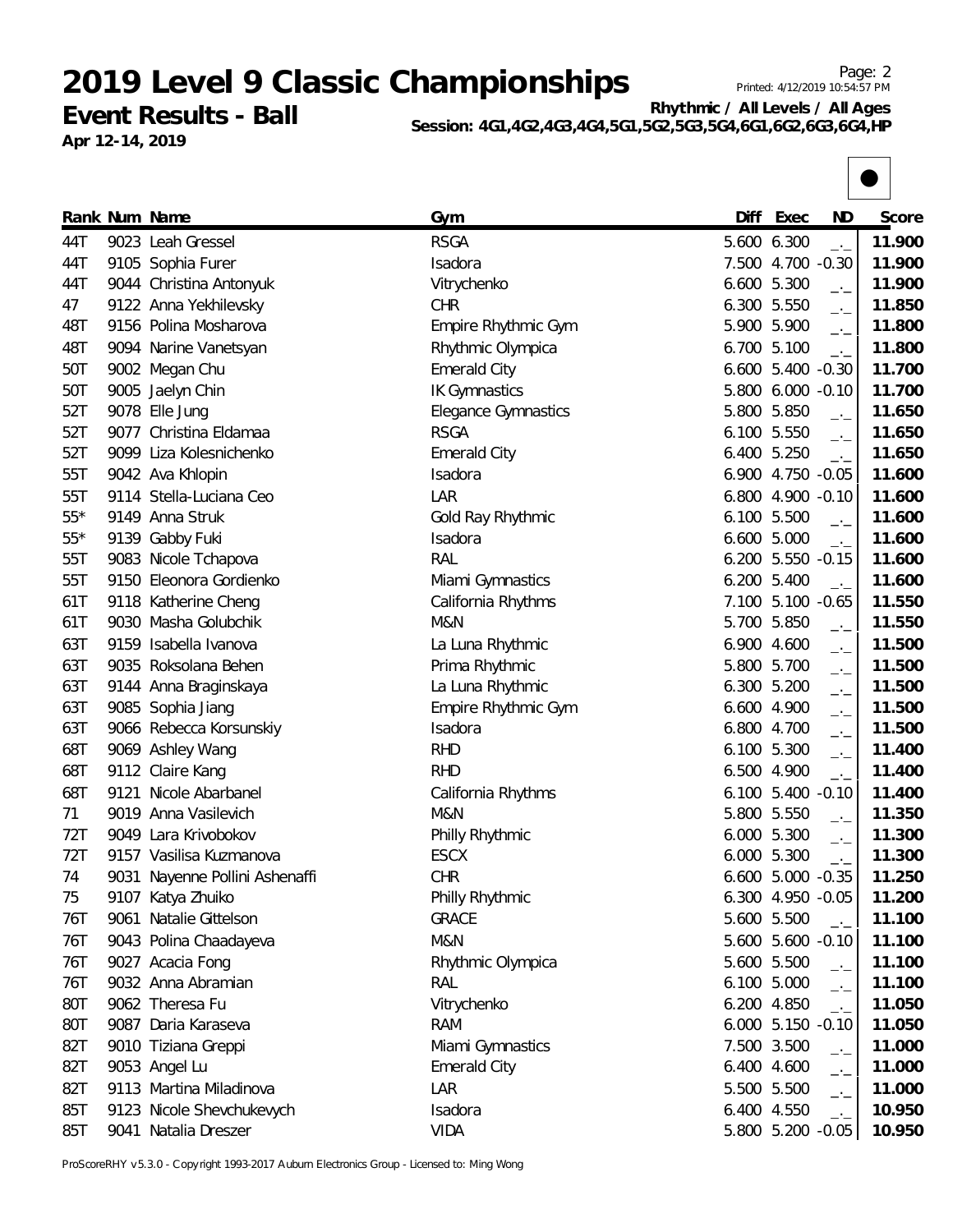# 2019 Level 9 Classic Championships

**Event Results - Ball**

**Apr 12-14, 2019**

**Rhythmic / All Levels / All Ages**

**Session: 4G1,4G2,4G3,4G4,5G1,5G2,5G3,5G4,6G1,6G2,6G3,6G4,HP**

| Rank | Num | Name | Gym | Diff | Exec | ND | Score |
|---|---|---|---|---|---|---|---|
| 44T | 9023 | Leah Gressel | RSGA | 5.600 | 6.300 | _._ | 11.900 |
| 44T | 9105 | Sophia Furer | Isadora | 7.500 | 4.700 | -0.30 | 11.900 |
| 44T | 9044 | Christina Antonyuk | Vitrychenko | 6.600 | 5.300 | _._ | 11.900 |
| 47 | 9122 | Anna Yekhilevsky | CHR | 6.300 | 5.550 | _._ | 11.850 |
| 48T | 9156 | Polina Mosharova | Empire Rhythmic Gym | 5.900 | 5.900 | _._ | 11.800 |
| 48T | 9094 | Narine Vanetsyan | Rhythmic Olympica | 6.700 | 5.100 | _._ | 11.800 |
| 50T | 9002 | Megan Chu | Emerald City | 6.600 | 5.400 | -0.30 | 11.700 |
| 50T | 9005 | Jaelyn Chin | IK Gymnastics | 5.800 | 6.000 | -0.10 | 11.700 |
| 52T | 9078 | Elle Jung | Elegance Gymnastics | 5.800 | 5.850 | _._ | 11.650 |
| 52T | 9077 | Christina Eldamaa | RSGA | 6.100 | 5.550 | _._ | 11.650 |
| 52T | 9099 | Liza Kolesnichenko | Emerald City | 6.400 | 5.250 | _._ | 11.650 |
| 55T | 9042 | Ava Khlopin | Isadora | 6.900 | 4.750 | -0.05 | 11.600 |
| 55T | 9114 | Stella-Luciana Ceo | LAR | 6.800 | 4.900 | -0.10 | 11.600 |
| 55* | 9149 | Anna Struk | Gold Ray Rhythmic | 6.100 | 5.500 | _._ | 11.600 |
| 55* | 9139 | Gabby Fuki | Isadora | 6.600 | 5.000 | _._ | 11.600 |
| 55T | 9083 | Nicole Tchapova | RAL | 6.200 | 5.550 | -0.15 | 11.600 |
| 55T | 9150 | Eleonora Gordienko | Miami Gymnastics | 6.200 | 5.400 | _._ | 11.600 |
| 61T | 9118 | Katherine Cheng | California Rhythms | 7.100 | 5.100 | -0.65 | 11.550 |
| 61T | 9030 | Masha Golubchik | M&N | 5.700 | 5.850 | _._ | 11.550 |
| 63T | 9159 | Isabella Ivanova | La Luna Rhythmic | 6.900 | 4.600 | _._ | 11.500 |
| 63T | 9035 | Roksolana Behen | Prima Rhythmic | 5.800 | 5.700 | _._ | 11.500 |
| 63T | 9144 | Anna Braginskaya | La Luna Rhythmic | 6.300 | 5.200 | _._ | 11.500 |
| 63T | 9085 | Sophia Jiang | Empire Rhythmic Gym | 6.600 | 4.900 | _._ | 11.500 |
| 63T | 9066 | Rebecca Korsunskiy | Isadora | 6.800 | 4.700 | _._ | 11.500 |
| 68T | 9069 | Ashley Wang | RHD | 6.100 | 5.300 | _._ | 11.400 |
| 68T | 9112 | Claire Kang | RHD | 6.500 | 4.900 | _._ | 11.400 |
| 68T | 9121 | Nicole Abarbanel | California Rhythms | 6.100 | 5.400 | -0.10 | 11.400 |
| 71 | 9019 | Anna Vasilevich | M&N | 5.800 | 5.550 | _._ | 11.350 |
| 72T | 9049 | Lara Krivobokov | Philly Rhythmic | 6.000 | 5.300 | _._ | 11.300 |
| 72T | 9157 | Vasilisa Kuzmanova | ESCX | 6.000 | 5.300 | _._ | 11.300 |
| 74 | 9031 | Nayenne Pollini Ashenaffi | CHR | 6.600 | 5.000 | -0.35 | 11.250 |
| 75 | 9107 | Katya Zhuiko | Philly Rhythmic | 6.300 | 4.950 | -0.05 | 11.200 |
| 76T | 9061 | Natalie Gittelson | GRACE | 5.600 | 5.500 | _._ | 11.100 |
| 76T | 9043 | Polina Chaadayeva | M&N | 5.600 | 5.600 | -0.10 | 11.100 |
| 76T | 9027 | Acacia Fong | Rhythmic Olympica | 5.600 | 5.500 | _._ | 11.100 |
| 76T | 9032 | Anna Abramian | RAL | 6.100 | 5.000 | _._ | 11.100 |
| 80T | 9062 | Theresa Fu | Vitrychenko | 6.200 | 4.850 | _._ | 11.050 |
| 80T | 9087 | Daria Karaseva | RAM | 6.000 | 5.150 | -0.10 | 11.050 |
| 82T | 9010 | Tiziana Greppi | Miami Gymnastics | 7.500 | 3.500 | _._ | 11.000 |
| 82T | 9053 | Angel Lu | Emerald City | 6.400 | 4.600 | _._ | 11.000 |
| 82T | 9113 | Martina Miladinova | LAR | 5.500 | 5.500 | _._ | 11.000 |
| 85T | 9123 | Nicole Shevchukevych | Isadora | 6.400 | 4.550 | _._ | 10.950 |
| 85T | 9041 | Natalia Dreszer | VIDA | 5.800 | 5.200 | -0.05 | 10.950 |

ProScoreRHY v5.3.0 - Copyright 1993-2017 Auburn Electronics Group - Licensed to: Ming Wong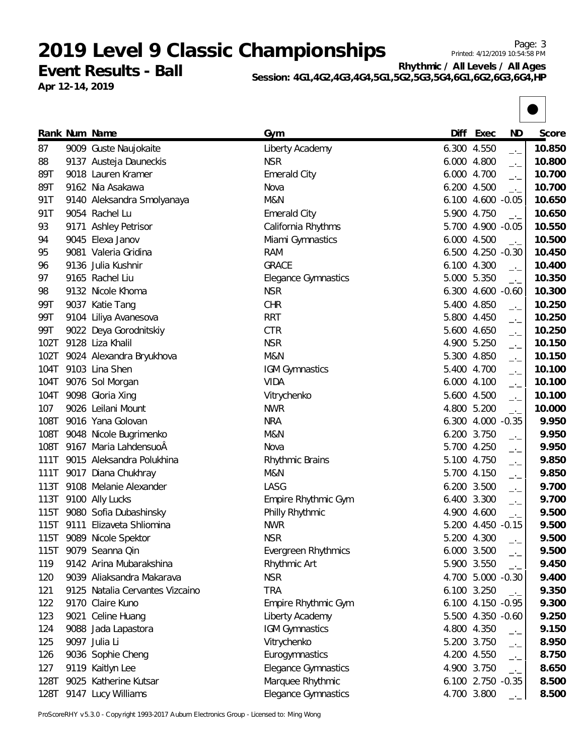# 2019 Level 9 Classic Championships

**Event Results - Ball**

**Apr 12-14, 2019**

Printed: 4/12/2019 10:54:58 PM

**Rhythmic / All Levels / All Ages**

**Session: 4G1,4G2,4G3,4G4,5G1,5G2,5G3,5G4,6G1,6G2,6G3,6G4,HP**

| Rank | Num | Name | Gym | Diff | Exec | ND | Score |
|---|---|---|---|---|---|---|---|
| 87 | 9009 | Guste Naujokaite | Liberty Academy | 6.300 | 4.550 | _._ | 10.850 |
| 88 | 9137 | Austeja Dauneckis | NSR | 6.000 | 4.800 | _._ | 10.800 |
| 89T | 9018 | Lauren Kramer | Emerald City | 6.000 | 4.700 | _._ | 10.700 |
| 89T | 9162 | Nia Asakawa | Nova | 6.200 | 4.500 | _._ | 10.700 |
| 91T | 9140 | Aleksandra Smolyanaya | M&N | 6.100 | 4.600 | -0.05 | 10.650 |
| 91T | 9054 | Rachel Lu | Emerald City | 5.900 | 4.750 | _._ | 10.650 |
| 93 | 9171 | Ashley Petrisor | California Rhythms | 5.700 | 4.900 | -0.05 | 10.550 |
| 94 | 9045 | Elexa Janov | Miami Gymnastics | 6.000 | 4.500 | _._ | 10.500 |
| 95 | 9081 | Valeria Gridina | RAM | 6.500 | 4.250 | -0.30 | 10.450 |
| 96 | 9136 | Julia Kushnir | GRACE | 6.100 | 4.300 | _._ | 10.400 |
| 97 | 9165 | Rachel Liu | Elegance Gymnastics | 5.000 | 5.350 | _._ | 10.350 |
| 98 | 9132 | Nicole Khoma | NSR | 6.300 | 4.600 | -0.60 | 10.300 |
| 99T | 9037 | Katie Tang | CHR | 5.400 | 4.850 | _._ | 10.250 |
| 99T | 9104 | Liliya Avanesova | RRT | 5.800 | 4.450 | _._ | 10.250 |
| 99T | 9022 | Deya Gorodnitskiy | CTR | 5.600 | 4.650 | _._ | 10.250 |
| 102T | 9128 | Liza Khalil | NSR | 4.900 | 5.250 | _._ | 10.150 |
| 102T | 9024 | Alexandra Bryukhova | M&N | 5.300 | 4.850 | _._ | 10.150 |
| 104T | 9103 | Lina Shen | IGM Gymnastics | 5.400 | 4.700 | _._ | 10.100 |
| 104T | 9076 | Sol Morgan | VIDA | 6.000 | 4.100 | _._ | 10.100 |
| 104T | 9098 | Gloria Xing | Vitrychenko | 5.600 | 4.500 | _._ | 10.100 |
| 107 | 9026 | Leilani Mount | NWR | 4.800 | 5.200 | _._ | 10.000 |
| 108T | 9016 | Yana Golovan | NRA | 6.300 | 4.000 | -0.35 | 9.950 |
| 108T | 9048 | Nicole Bugrimenko | M&N | 6.200 | 3.750 | _._ | 9.950 |
| 108T | 9167 | Maria LahdensuoÂ | Nova | 5.700 | 4.250 | _._ | 9.950 |
| 111T | 9015 | Aleksandra Polukhina | Rhythmic Brains | 5.100 | 4.750 | _._ | 9.850 |
| 111T | 9017 | Diana Chukhray | M&N | 5.700 | 4.150 | _._ | 9.850 |
| 113T | 9108 | Melanie Alexander | LASG | 6.200 | 3.500 | _._ | 9.700 |
| 113T | 9100 | Ally Lucks | Empire Rhythmic Gym | 6.400 | 3.300 | _._ | 9.700 |
| 115T | 9080 | Sofia Dubashinsky | Philly Rhythmic | 4.900 | 4.600 | _._ | 9.500 |
| 115T | 9111 | Elizaveta Shliomina | NWR | 5.200 | 4.450 | -0.15 | 9.500 |
| 115T | 9089 | Nicole Spektor | NSR | 5.200 | 4.300 | _._ | 9.500 |
| 115T | 9079 | Seanna Qin | Evergreen Rhythmics | 6.000 | 3.500 | _._ | 9.500 |
| 119 | 9142 | Arina Mubarakshina | Rhythmic Art | 5.900 | 3.550 | _._ | 9.450 |
| 120 | 9039 | Aliaksandra Makarava | NSR | 4.700 | 5.000 | -0.30 | 9.400 |
| 121 | 9125 | Natalia Cervantes Vizcaino | TRA | 6.100 | 3.250 | _._ | 9.350 |
| 122 | 9170 | Claire Kuno | Empire Rhythmic Gym | 6.100 | 4.150 | -0.95 | 9.300 |
| 123 | 9021 | Celine Huang | Liberty Academy | 5.500 | 4.350 | -0.60 | 9.250 |
| 124 | 9088 | Jada Lapastora | IGM Gymnastics | 4.800 | 4.350 | _._ | 9.150 |
| 125 | 9097 | Julia Li | Vitrychenko | 5.200 | 3.750 | _._ | 8.950 |
| 126 | 9036 | Sophie Cheng | Eurogymnastics | 4.200 | 4.550 | _._ | 8.750 |
| 127 | 9119 | Kaitlyn Lee | Elegance Gymnastics | 4.900 | 3.750 | _._ | 8.650 |
| 128T | 9025 | Katherine Kutsar | Marquee Rhythmic | 6.100 | 2.750 | -0.35 | 8.500 |
| 128T | 9147 | Lucy Williams | Elegance Gymnastics | 4.700 | 3.800 | _._ | 8.500 |

ProScoreRHY v5.3.0 - Copyright 1993-2017 Auburn Electronics Group - Licensed to: Ming Wong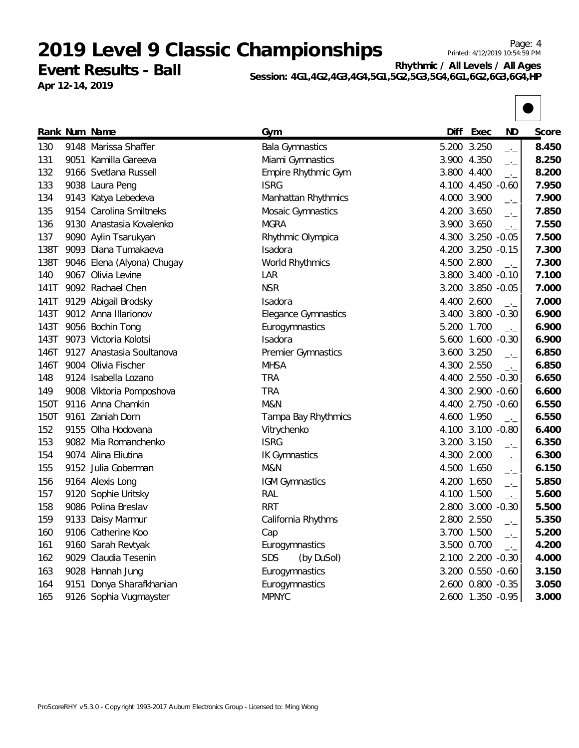# 2019 Level 9 Classic Championships

**Event Results - Ball**

**Apr 12-14, 2019**

**Rhythmic / All Levels / All Ages**

**Session: 4G1,4G2,4G3,4G4,5G1,5G2,5G3,5G4,6G1,6G2,6G3,6G4,HP**

Printed: 4/12/2019 10:54:59 PM

| Rank | Num | Name | Gym | Diff | Exec | ND | Score |
|---|---|---|---|---|---|---|---|
| 130 | 9148 | Marissa Shaffer | Bala Gymnastics | 5.200 | 3.250 | _._ | **8.450** |
| 131 | 9051 | Kamilla Gareeva | Miami Gymnastics | 3.900 | 4.350 | _._ | **8.250** |
| 132 | 9166 | Svetlana Russell | Empire Rhythmic Gym | 3.800 | 4.400 | _._ | **8.200** |
| 133 | 9038 | Laura Peng | ISRG | 4.100 | 4.450 | -0.60 | **7.950** |
| 134 | 9143 | Katya Lebedeva | Manhattan Rhythmics | 4.000 | 3.900 | _._ | **7.900** |
| 135 | 9154 | Carolina Smiltneks | Mosaic Gymnastics | 4.200 | 3.650 | _._ | **7.850** |
| 136 | 9130 | Anastasia Kovalenko | MGRA | 3.900 | 3.650 | _._ | **7.550** |
| 137 | 9090 | Aylin Tsarukyan | Rhythmic Olympica | 4.300 | 3.250 | -0.05 | **7.500** |
| 138T | 9093 | Diana Tumakaeva | Isadora | 4.200 | 3.250 | -0.15 | **7.300** |
| 138T | 9046 | Elena (Alyona) Chugay | World Rhythmics | 4.500 | 2.800 | _._ | **7.300** |
| 140 | 9067 | Olivia Levine | LAR | 3.800 | 3.400 | -0.10 | **7.100** |
| 141T | 9092 | Rachael Chen | NSR | 3.200 | 3.850 | -0.05 | **7.000** |
| 141T | 9129 | Abigail Brodsky | Isadora | 4.400 | 2.600 | _._ | **7.000** |
| 143T | 9012 | Anna Illarionov | Elegance Gymnastics | 3.400 | 3.800 | -0.30 | **6.900** |
| 143T | 9056 | Bochin Tong | Eurogymnastics | 5.200 | 1.700 | _._ | **6.900** |
| 143T | 9073 | Victoria Kolotsi | Isadora | 5.600 | 1.600 | -0.30 | **6.900** |
| 146T | 9127 | Anastasia Soultanova | Premier Gymnastics | 3.600 | 3.250 | _._ | **6.850** |
| 146T | 9004 | Olivia Fischer | MHSA | 4.300 | 2.550 | _._ | **6.850** |
| 148 | 9124 | Isabella Lozano | TRA | 4.400 | 2.550 | -0.30 | **6.650** |
| 149 | 9008 | Viktoria Pomposhova | TRA | 4.300 | 2.900 | -0.60 | **6.600** |
| 150T | 9116 | Anna Chamkin | M&N | 4.400 | 2.750 | -0.60 | **6.550** |
| 150T | 9161 | Zaniah Dorn | Tampa Bay Rhythmics | 4.600 | 1.950 | _._ | **6.550** |
| 152 | 9155 | Olha Hodovana | Vitrychenko | 4.100 | 3.100 | -0.80 | **6.400** |
| 153 | 9082 | Mia Romanchenko | ISRG | 3.200 | 3.150 | _._ | **6.350** |
| 154 | 9074 | Alina Eliutina | IK Gymnastics | 4.300 | 2.000 | _._ | **6.300** |
| 155 | 9152 | Julia Goberman | M&N | 4.500 | 1.650 | _._ | **6.150** |
| 156 | 9164 | Alexis Long | IGM Gymnastics | 4.200 | 1.650 | _._ | **5.850** |
| 157 | 9120 | Sophie Uritsky | RAL | 4.100 | 1.500 | _._ | **5.600** |
| 158 | 9086 | Polina Breslav | RRT | 2.800 | 3.000 | -0.30 | **5.500** |
| 159 | 9133 | Daisy Marmur | California Rhythms | 2.800 | 2.550 | _._ | **5.350** |
| 160 | 9106 | Catherine Koo | Cap | 3.700 | 1.500 | _._ | **5.200** |
| 161 | 9160 | Sarah Revtyak | Eurogymnastics | 3.500 | 0.700 | _._ | **4.200** |
| 162 | 9029 | Claudia Tesenin | SDS (by DuSol) | 2.100 | 2.200 | -0.30 | **4.000** |
| 163 | 9028 | Hannah Jung | Eurogymnastics | 3.200 | 0.550 | -0.60 | **3.150** |
| 164 | 9151 | Donya Sharafkhanian | Eurogymnastics | 2.600 | 0.800 | -0.35 | **3.050** |
| 165 | 9126 | Sophia Vugmayster | MPNYC | 2.600 | 1.350 | -0.95 | **3.000** |

ProScoreRHY v5.3.0 - Copyright 1993-2017 Auburn Electronics Group - Licensed to: Ming Wong